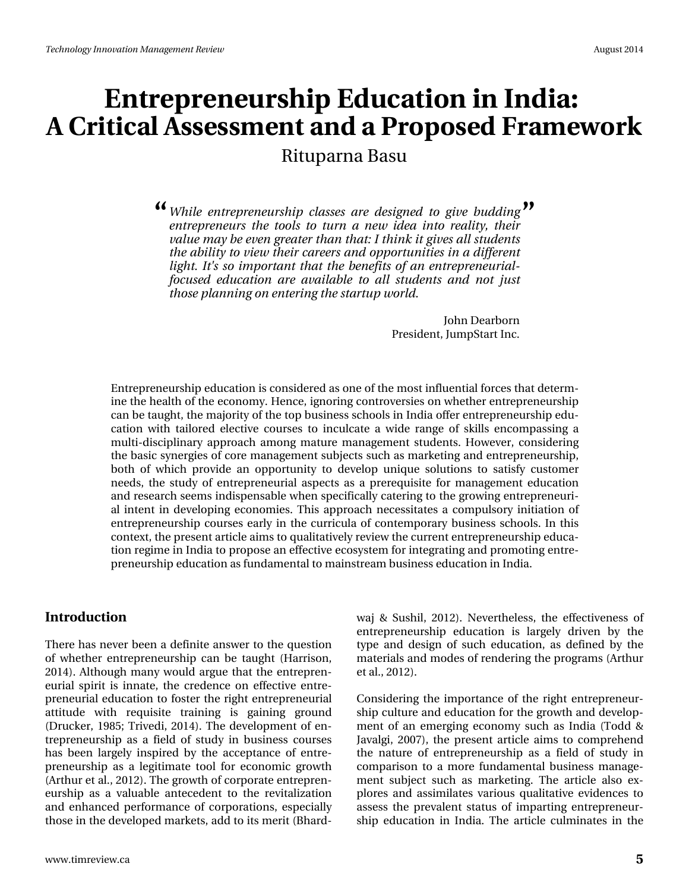# Entrepreneurship Education in India: A Critical Assessment and a Proposed Framework

Rituparna Basu

> *While entrepreneurship classes are designed to give budding entrepreneurs the tools to turn a new idea into reality, their value may be even greater than that: I think it gives all students the ability to view their careers and opportunities in a different light. It's so important that the benefits of an entrepreneurial-focused education are available to all students and not just those planning on entering the startup world.*
>
> John Dearborn
> President, JumpStart Inc.

Entrepreneurship education is considered as one of the most influential forces that determine the health of the economy. Hence, ignoring controversies on whether entrepreneurship can be taught, the majority of the top business schools in India offer entrepreneurship education with tailored elective courses to inculcate a wide range of skills encompassing a multi-disciplinary approach among mature management students. However, considering the basic synergies of core management subjects such as marketing and entrepreneurship, both of which provide an opportunity to develop unique solutions to satisfy customer needs, the study of entrepreneurial aspects as a prerequisite for management education and research seems indispensable when specifically catering to the growing entrepreneurial intent in developing economies. This approach necessitates a compulsory initiation of entrepreneurship courses early in the curricula of contemporary business schools. In this context, the present article aims to qualitatively review the current entrepreneurship education regime in India to propose an effective ecosystem for integrating and promoting entrepreneurship education as fundamental to mainstream business education in India.

## Introduction

There has never been a definite answer to the question of whether entrepreneurship can be taught (Harrison, 2014). Although many would argue that the entrepreneurial spirit is innate, the credence on effective entrepreneurial education to foster the right entrepreneurial attitude with requisite training is gaining ground (Drucker, 1985; Trivedi, 2014). The development of entrepreneurship as a field of study in business courses has been largely inspired by the acceptance of entrepreneurship as a legitimate tool for economic growth (Arthur et al., 2012). The growth of corporate entrepreneurship as a valuable antecedent to the revitalization and enhanced performance of corporations, especially those in the developed markets, add to its merit (Bhardwaj & Sushil, 2012). Nevertheless, the effectiveness of entrepreneurship education is largely driven by the type and design of such education, as defined by the materials and modes of rendering the programs (Arthur et al., 2012).

Considering the importance of the right entrepreneurship culture and education for the growth and development of an emerging economy such as India (Todd & Javalgi, 2007), the present article aims to comprehend the nature of entrepreneurship as a field of study in comparison to a more fundamental business management subject such as marketing. The article also explores and assimilates various qualitative evidences to assess the prevalent status of imparting entrepreneurship education in India. The article culminates in the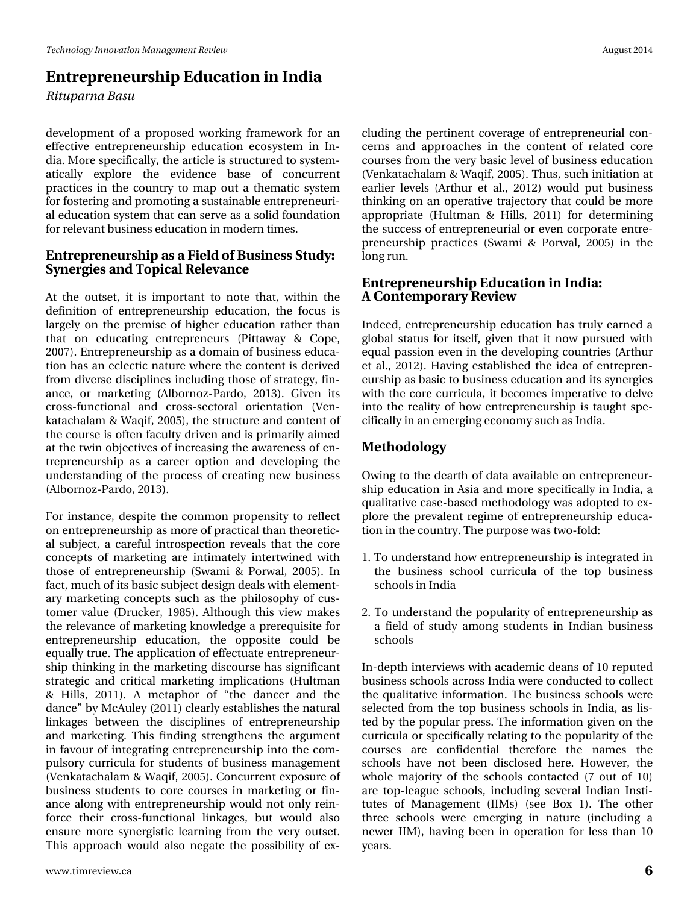development of a proposed working framework for an effective entrepreneurship education ecosystem in India. More specifically, the article is structured to systematically explore the evidence base of concurrent practices in the country to map out a thematic system for fostering and promoting a sustainable entrepreneurial education system that can serve as a solid foundation for relevant business education in modern times.

## Entrepreneurship as a Field of Business Study: Synergies and Topical Relevance

At the outset, it is important to note that, within the definition of entrepreneurship education, the focus is largely on the premise of higher education rather than that on educating entrepreneurs (Pittaway & Cope, 2007). Entrepreneurship as a domain of business education has an eclectic nature where the content is derived from diverse disciplines including those of strategy, finance, or marketing (Albornoz-Pardo, 2013). Given its cross-functional and cross-sectoral orientation (Venkatachalam & Waqif, 2005), the structure and content of the course is often faculty driven and is primarily aimed at the twin objectives of increasing the awareness of entrepreneurship as a career option and developing the understanding of the process of creating new business (Albornoz-Pardo, 2013).

For instance, despite the common propensity to reflect on entrepreneurship as more of practical than theoretical subject, a careful introspection reveals that the core concepts of marketing are intimately intertwined with those of entrepreneurship (Swami & Porwal, 2005). In fact, much of its basic subject design deals with elementary marketing concepts such as the philosophy of customer value (Drucker, 1985). Although this view makes the relevance of marketing knowledge a prerequisite for entrepreneurship education, the opposite could be equally true. The application of effectuate entrepreneurship thinking in the marketing discourse has significant strategic and critical marketing implications (Hultman & Hills, 2011). A metaphor of "the dancer and the dance" by McAuley (2011) clearly establishes the natural linkages between the disciplines of entrepreneurship and marketing. This finding strengthens the argument in favour of integrating entrepreneurship into the compulsory curricula for students of business management (Venkatachalam & Waqif, 2005). Concurrent exposure of business students to core courses in marketing or finance along with entrepreneurship would not only reinforce their cross-functional linkages, but would also ensure more synergistic learning from the very outset. This approach would also negate the possibility of excluding the pertinent coverage of entrepreneurial concerns and approaches in the content of related core courses from the very basic level of business education (Venkatachalam & Waqif, 2005). Thus, such initiation at earlier levels (Arthur et al., 2012) would put business thinking on an operative trajectory that could be more appropriate (Hultman & Hills, 2011) for determining the success of entrepreneurial or even corporate entrepreneurship practices (Swami & Porwal, 2005) in the long run.

## Entrepreneurship Education in India: A Contemporary Review

Indeed, entrepreneurship education has truly earned a global status for itself, given that it now pursued with equal passion even in the developing countries (Arthur et al., 2012). Having established the idea of entrepreneurship as basic to business education and its synergies with the core curricula, it becomes imperative to delve into the reality of how entrepreneurship is taught specifically in an emerging economy such as India.

## Methodology

Owing to the dearth of data available on entrepreneurship education in Asia and more specifically in India, a qualitative case-based methodology was adopted to explore the prevalent regime of entrepreneurship education in the country. The purpose was two-fold:

1. To understand how entrepreneurship is integrated in the business school curricula of the top business schools in India

2. To understand the popularity of entrepreneurship as a field of study among students in Indian business schools

In-depth interviews with academic deans of 10 reputed business schools across India were conducted to collect the qualitative information. The business schools were selected from the top business schools in India, as listed by the popular press. The information given on the curricula or specifically relating to the popularity of the courses are confidential therefore the names the schools have not been disclosed here. However, the whole majority of the schools contacted (7 out of 10) are top-league schools, including several Indian Institutes of Management (IIMs) (see Box 1). The other three schools were emerging in nature (including a newer IIM), having been in operation for less than 10 years.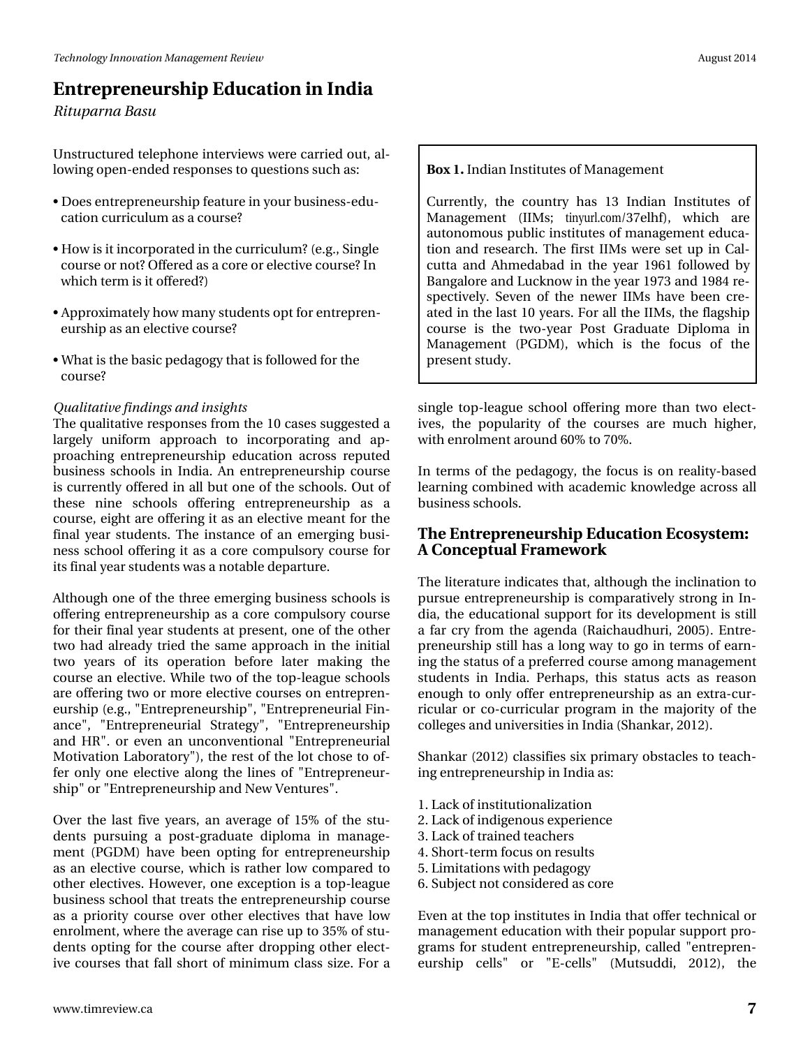Unstructured telephone interviews were carried out, allowing open-ended responses to questions such as:

- Does entrepreneurship feature in your business-education curriculum as a course?
- How is it incorporated in the curriculum? (e.g., Single course or not? Offered as a core or elective course? In which term is it offered?)
- Approximately how many students opt for entrepreneurship as an elective course?
- What is the basic pedagogy that is followed for the course?

*Qualitative findings and insights*

The qualitative responses from the 10 cases suggested a largely uniform approach to incorporating and approaching entrepreneurship education across reputed business schools in India. An entrepreneurship course is currently offered in all but one of the schools. Out of these nine schools offering entrepreneurship as a course, eight are offering it as an elective meant for the final year students. The instance of an emerging business school offering it as a core compulsory course for its final year students was a notable departure.

Although one of the three emerging business schools is offering entrepreneurship as a core compulsory course for their final year students at present, one of the other two had already tried the same approach in the initial two years of its operation before later making the course an elective. While two of the top-league schools are offering two or more elective courses on entrepreneurship (e.g., "Entrepreneurship", "Entrepreneurial Finance", "Entrepreneurial Strategy", "Entrepreneurship and HR". or even an unconventional "Entrepreneurial Motivation Laboratory"), the rest of the lot chose to offer only one elective along the lines of "Entrepreneurship" or "Entrepreneurship and New Ventures".

Over the last five years, an average of 15% of the students pursuing a post-graduate diploma in management (PGDM) have been opting for entrepreneurship as an elective course, which is rather low compared to other electives. However, one exception is a top-league business school that treats the entrepreneurship course as a priority course over other electives that have low enrolment, where the average can rise up to 35% of students opting for the course after dropping other elective courses that fall short of minimum class size. For a single top-league school offering more than two electives, the popularity of the courses are much higher, with enrolment around 60% to 70%.

In terms of the pedagogy, the focus is on reality-based learning combined with academic knowledge across all business schools.

> **Box 1.** Indian Institutes of Management
>
> Currently, the country has 13 Indian Institutes of Management (IIMs; tinyurl.com/37elhf), which are autonomous public institutes of management education and research. The first IIMs were set up in Calcutta and Ahmedabad in the year 1961 followed by Bangalore and Lucknow in the year 1973 and 1984 respectively. Seven of the newer IIMs have been created in the last 10 years. For all the IIMs, the flagship course is the two-year Post Graduate Diploma in Management (PGDM), which is the focus of the present study.

## The Entrepreneurship Education Ecosystem: A Conceptual Framework

The literature indicates that, although the inclination to pursue entrepreneurship is comparatively strong in India, the educational support for its development is still a far cry from the agenda (Raichaudhuri, 2005). Entrepreneurship still has a long way to go in terms of earning the status of a preferred course among management students in India. Perhaps, this status acts as reason enough to only offer entrepreneurship as an extra-curricular or co-curricular program in the majority of the colleges and universities in India (Shankar, 2012).

Shankar (2012) classifies six primary obstacles to teaching entrepreneurship in India as:

1. Lack of institutionalization
2. Lack of indigenous experience
3. Lack of trained teachers
4. Short-term focus on results
5. Limitations with pedagogy
6. Subject not considered as core

Even at the top institutes in India that offer technical or management education with their popular support programs for student entrepreneurship, called "entrepreneurship cells" or "E-cells" (Mutsuddi, 2012), the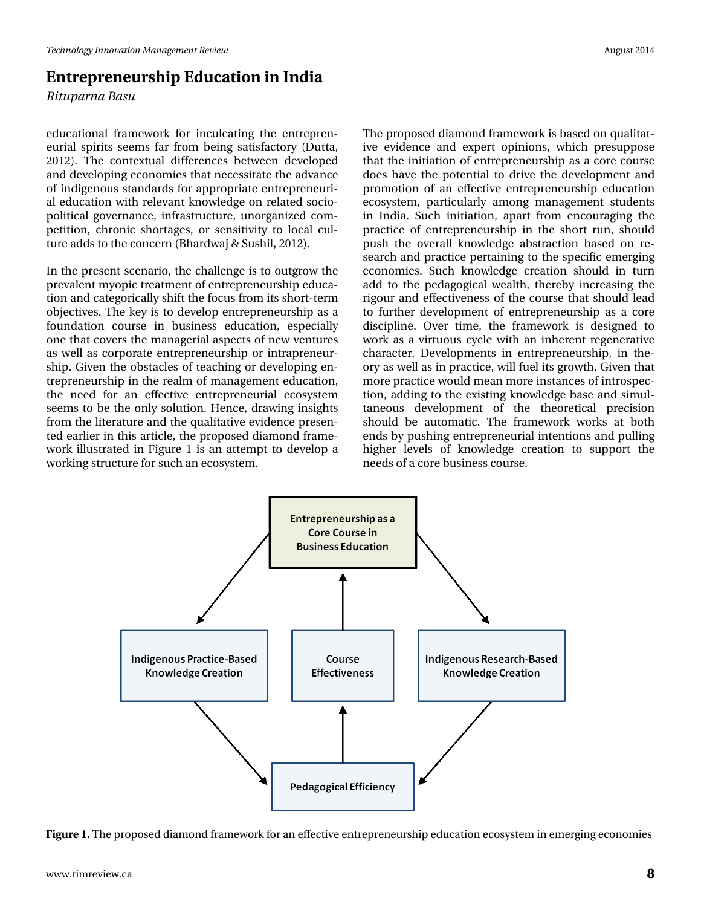educational framework for inculcating the entrepreneurial spirits seems far from being satisfactory (Dutta, 2012). The contextual differences between developed and developing economies that necessitate the advance of indigenous standards for appropriate entrepreneurial education with relevant knowledge on related socio-political governance, infrastructure, unorganized competition, chronic shortages, or sensitivity to local culture adds to the concern (Bhardwaj & Sushil, 2012).

In the present scenario, the challenge is to outgrow the prevalent myopic treatment of entrepreneurship education and categorically shift the focus from its short-term objectives. The key is to develop entrepreneurship as a foundation course in business education, especially one that covers the managerial aspects of new ventures as well as corporate entrepreneurship or intrapreneurship. Given the obstacles of teaching or developing entrepreneurship in the realm of management education, the need for an effective entrepreneurial ecosystem seems to be the only solution. Hence, drawing insights from the literature and the qualitative evidence presented earlier in this article, the proposed diamond framework illustrated in Figure 1 is an attempt to develop a working structure for such an ecosystem.

The proposed diamond framework is based on qualitative evidence and expert opinions, which presuppose that the initiation of entrepreneurship as a core course does have the potential to drive the development and promotion of an effective entrepreneurship education ecosystem, particularly among management students in India. Such initiation, apart from encouraging the practice of entrepreneurship in the short run, should push the overall knowledge abstraction based on research and practice pertaining to the specific emerging economies. Such knowledge creation should in turn add to the pedagogical wealth, thereby increasing the rigour and effectiveness of the course that should lead to further development of entrepreneurship as a core discipline. Over time, the framework is designed to work as a virtuous cycle with an inherent regenerative character. Developments in entrepreneurship, in theory as well as in practice, will fuel its growth. Given that more practice would mean more instances of introspection, adding to the existing knowledge base and simultaneous development of the theoretical precision should be automatic. The framework works at both ends by pushing entrepreneurial intentions and pulling higher levels of knowledge creation to support the needs of a core business course.

Entrepreneurship as a Core Course in Business Education

Indigenous Practice-Based Knowledge Creation

Course Effectiveness

Indigenous Research-Based Knowledge Creation

Pedagogical Efficiency

**Figure 1.** The proposed diamond framework for an effective entrepreneurship education ecosystem in emerging economies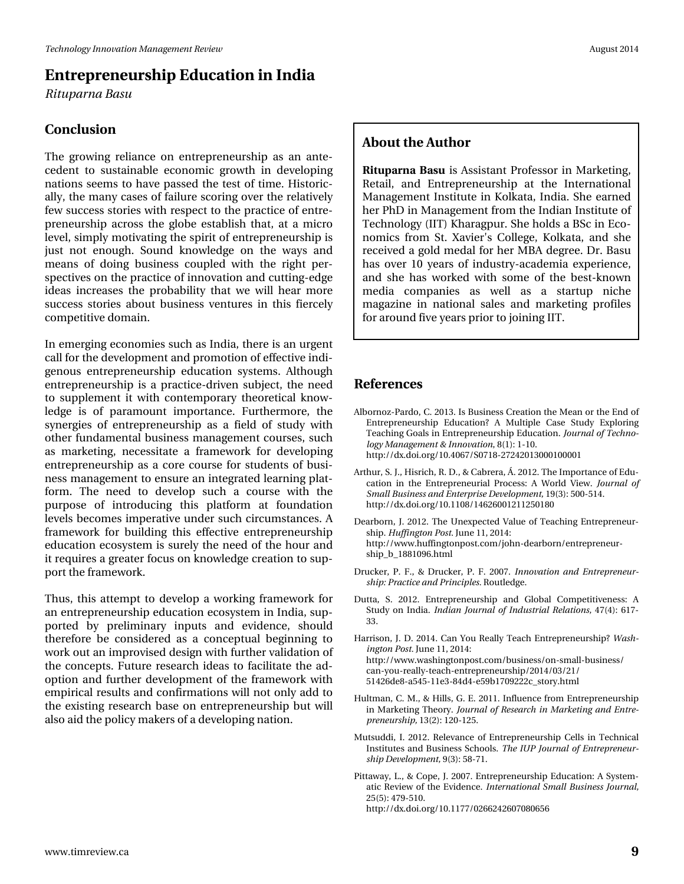## Conclusion

The growing reliance on entrepreneurship as an antecedent to sustainable economic growth in developing nations seems to have passed the test of time. Historically, the many cases of failure scoring over the relatively few success stories with respect to the practice of entrepreneurship across the globe establish that, at a micro level, simply motivating the spirit of entrepreneurship is just not enough. Sound knowledge on the ways and means of doing business coupled with the right perspectives on the practice of innovation and cutting-edge ideas increases the probability that we will hear more success stories about business ventures in this fiercely competitive domain.

In emerging economies such as India, there is an urgent call for the development and promotion of effective indigenous entrepreneurship education systems. Although entrepreneurship is a practice-driven subject, the need to supplement it with contemporary theoretical knowledge is of paramount importance. Furthermore, the synergies of entrepreneurship as a field of study with other fundamental business management courses, such as marketing, necessitate a framework for developing entrepreneurship as a core course for students of business management to ensure an integrated learning platform. The need to develop such a course with the purpose of introducing this platform at foundation levels becomes imperative under such circumstances. A framework for building this effective entrepreneurship education ecosystem is surely the need of the hour and it requires a greater focus on knowledge creation to support the framework.

Thus, this attempt to develop a working framework for an entrepreneurship education ecosystem in India, supported by preliminary inputs and evidence, should therefore be considered as a conceptual beginning to work out an improvised design with further validation of the concepts. Future research ideas to facilitate the adoption and further development of the framework with empirical results and confirmations will not only add to the existing research base on entrepreneurship but will also aid the policy makers of a developing nation.

## About the Author

**Rituparna Basu** is Assistant Professor in Marketing, Retail, and Entrepreneurship at the International Management Institute in Kolkata, India. She earned her PhD in Management from the Indian Institute of Technology (IIT) Kharagpur. She holds a BSc in Economics from St. Xavier's College, Kolkata, and she received a gold medal for her MBA degree. Dr. Basu has over 10 years of industry-academia experience, and she has worked with some of the best-known media companies as well as a startup niche magazine in national sales and marketing profiles for around five years prior to joining IIT.

## References

Albornoz-Pardo, C. 2013. Is Business Creation the Mean or the End of Entrepreneurship Education? A Multiple Case Study Exploring Teaching Goals in Entrepreneurship Education. *Journal of Technology Management & Innovation*, 8(1): 1-10. http://dx.doi.org/10.4067/S0718-27242013000100001

Arthur, S. J., Hisrich, R. D., & Cabrera, Á. 2012. The Importance of Education in the Entrepreneurial Process: A World View. *Journal of Small Business and Enterprise Development,* 19(3): 500-514. http://dx.doi.org/10.1108/14626001211250180

Dearborn, J. 2012. The Unexpected Value of Teaching Entrepreneurship. *Huffington Post*. June 11, 2014: http://www.huffingtonpost.com/john-dearborn/entrepreneurship_b_1881096.html

Drucker, P. F., & Drucker, P. F. 2007. *Innovation and Entrepreneurship: Practice and Principles.* Routledge.

Dutta, S. 2012. Entrepreneurship and Global Competitiveness: A Study on India. *Indian Journal of Industrial Relations,* 47(4): 617-33.

Harrison, J. D. 2014. Can You Really Teach Entrepreneurship? *Washington Post*. June 11, 2014: http://www.washingtonpost.com/business/on-small-business/can-you-really-teach-entrepreneurship/2014/03/21/51426de8-a545-11e3-84d4-e59b1709222c_story.html

Hultman, C. M., & Hills, G. E. 2011. Influence from Entrepreneurship in Marketing Theory. *Journal of Research in Marketing and Entrepreneurship,* 13(2): 120-125.

Mutsuddi, I. 2012. Relevance of Entrepreneurship Cells in Technical Institutes and Business Schools. *The IUP Journal of Entrepreneurship Development,* 9(3): 58-71.

Pittaway, L., & Cope, J. 2007. Entrepreneurship Education: A Systematic Review of the Evidence. *International Small Business Journal,* 25(5): 479-510. http://dx.doi.org/10.1177/0266242607080656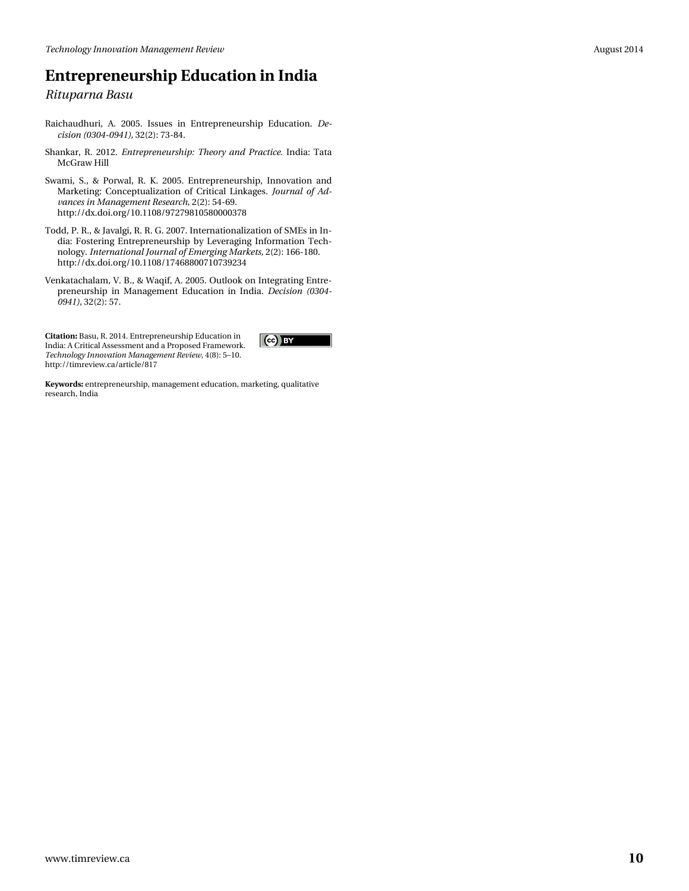Raichaudhuri, A. 2005. Issues in Entrepreneurship Education. *Decision (0304-0941),* 32(2): 73-84.

Shankar, R. 2012. *Entrepreneurship: Theory and Practice.* India: Tata McGraw Hill

Swami, S., & Porwal, R. K. 2005. Entrepreneurship, Innovation and Marketing: Conceptualization of Critical Linkages. *Journal of Advances in Management Research,* 2(2): 54-69. http://dx.doi.org/10.1108/97279810580000378

Todd, P. R., & Javalgi, R. R. G. 2007. Internationalization of SMEs in India: Fostering Entrepreneurship by Leveraging Information Technology. *International Journal of Emerging Markets,* 2(2): 166-180. http://dx.doi.org/10.1108/17468800710739234

Venkatachalam, V. B., & Waqif, A. 2005. Outlook on Integrating Entrepreneurship in Management Education in India. *Decision (0304-0941),* 32(2): 57.

**Citation:** Basu, R. 2014. Entrepreneurship Education in India: A Critical Assessment and a Proposed Framework. *Technology Innovation Management Review*, 4(8): 5–10. http://timreview.ca/article/817

**Keywords:** entrepreneurship, management education, marketing, qualitative research, India